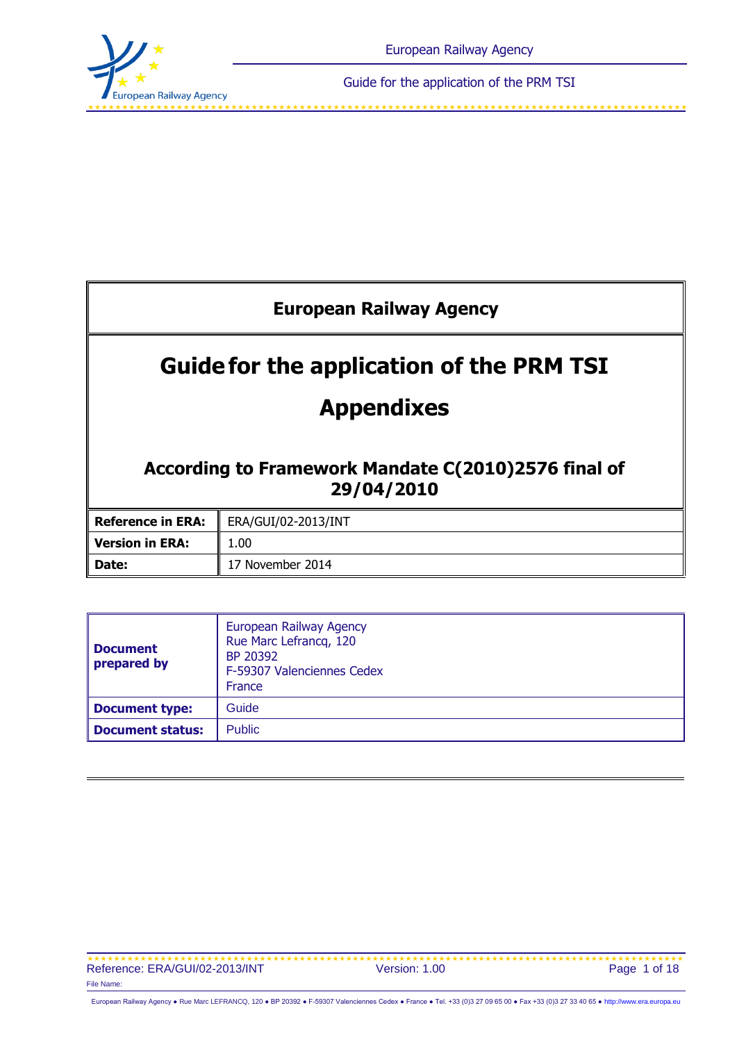# European Railway Agency

# Guide for the application of the PRM TSI

# Appendixes

## According to Framework Mandate C(2010)2576 final of 29/04/2010

| | |
|---|---|
| **Reference in ERA:** | ERA/GUI/02-2013/INT |
| **Version in ERA:** | 1.00 |
| **Date:** | 17 November 2014 |

| | |
|---|---|
| **Document prepared by** | European Railway Agency<br>Rue Marc Lefrancq, 120<br>BP 20392<br>F-59307 Valenciennes Cedex<br>France |
| **Document type:** | Guide |
| **Document status:** | Public |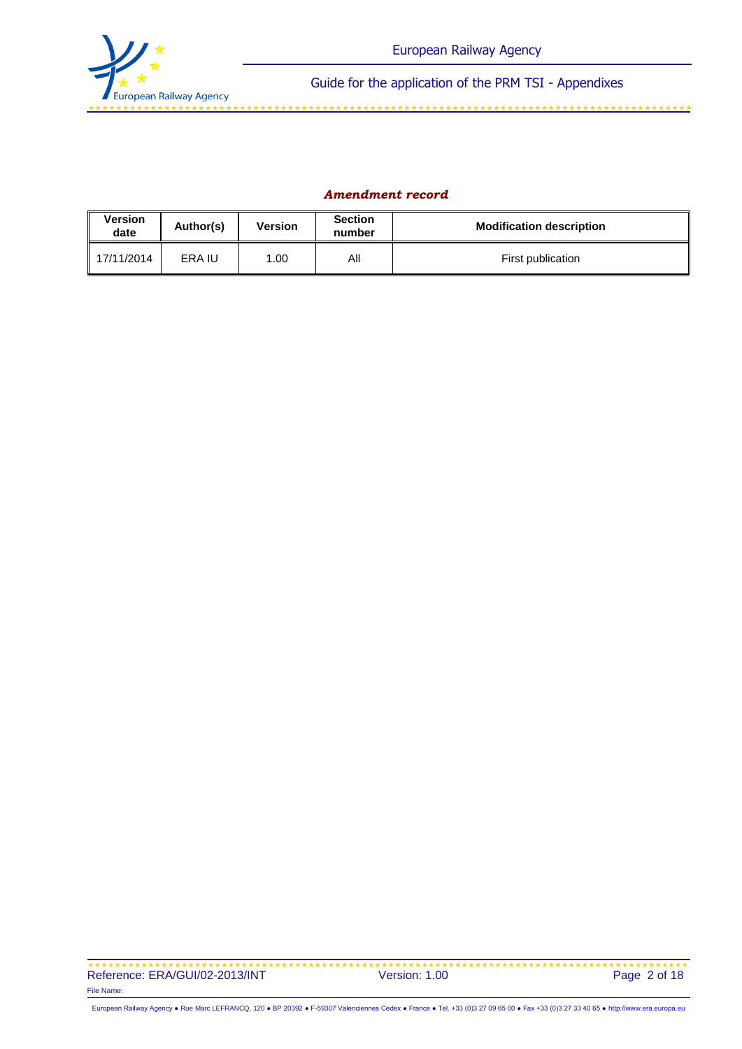***Amendment record***

| Version date | Author(s) | Version | Section number | Modification description |
|---|---|---|---|---|
| 17/11/2014 | ERA IU | 1.00 | All | First publication |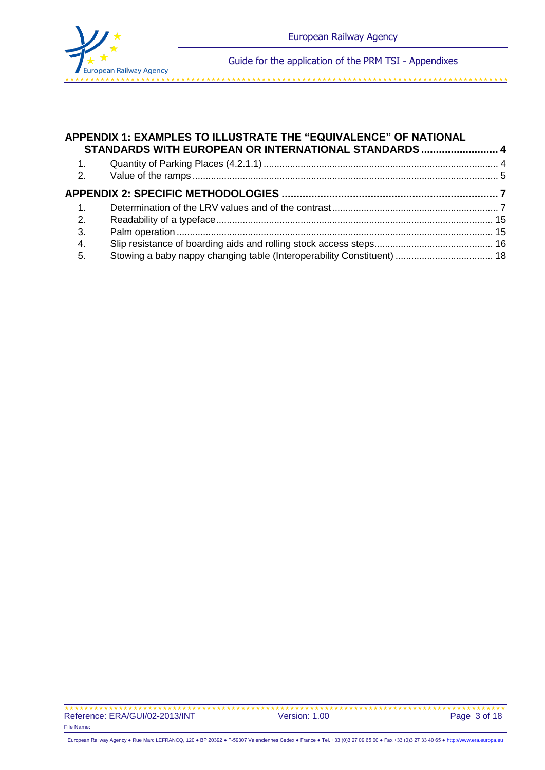**APPENDIX 1: EXAMPLES TO ILLUSTRATE THE "EQUIVALENCE" OF NATIONAL STANDARDS WITH EUROPEAN OR INTERNATIONAL STANDARDS ..... 4**

1. Quantity of Parking Places (4.2.1.1) ..... 4
2. Value of the ramps ..... 5

**APPENDIX 2: SPECIFIC METHODOLOGIES ..... 7**

1. Determination of the LRV values and of the contrast ..... 7
2. Readability of a typeface ..... 15
3. Palm operation ..... 15
4. Slip resistance of boarding aids and rolling stock access steps ..... 16
5. Stowing a baby nappy changing table (Interoperability Constituent) ..... 18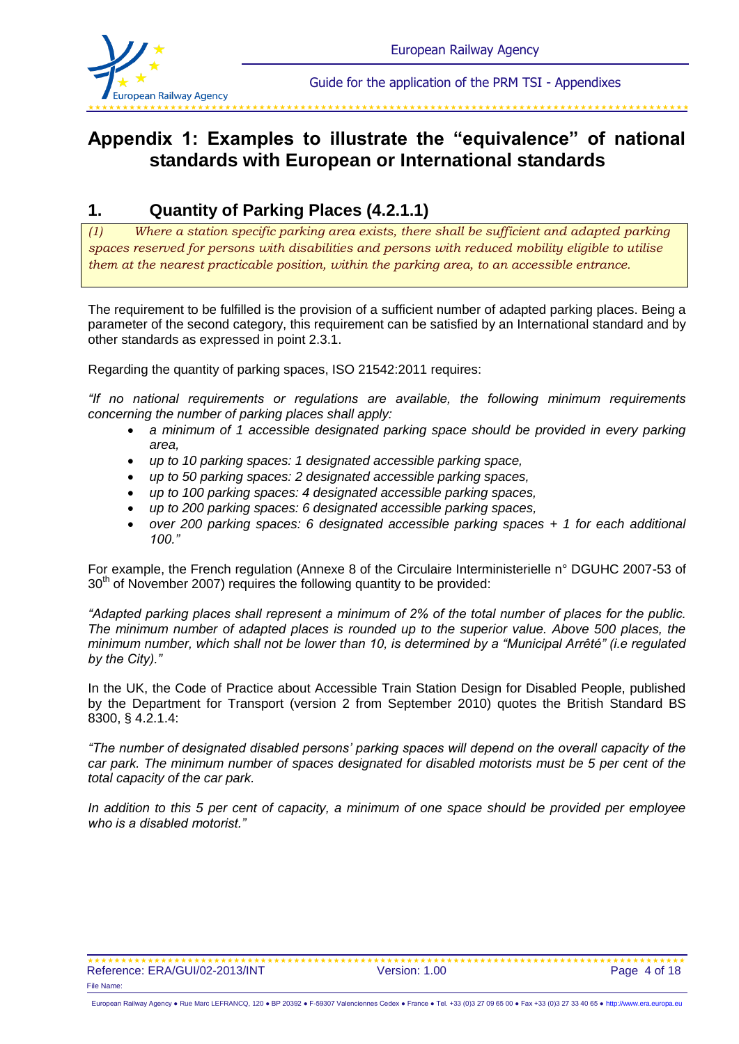# Appendix 1: Examples to illustrate the "equivalence" of national standards with European or International standards

## 1. Quantity of Parking Places (4.2.1.1)

> *(1) Where a station specific parking area exists, there shall be sufficient and adapted parking spaces reserved for persons with disabilities and persons with reduced mobility eligible to utilise them at the nearest practicable position, within the parking area, to an accessible entrance.*

The requirement to be fulfilled is the provision of a sufficient number of adapted parking places. Being a parameter of the second category, this requirement can be satisfied by an International standard and by other standards as expressed in point 2.3.1.

Regarding the quantity of parking spaces, ISO 21542:2011 requires:

*"If no national requirements or regulations are available, the following minimum requirements concerning the number of parking places shall apply:*

- *a minimum of 1 accessible designated parking space should be provided in every parking area,*
- *up to 10 parking spaces: 1 designated accessible parking space,*
- *up to 50 parking spaces: 2 designated accessible parking spaces,*
- *up to 100 parking spaces: 4 designated accessible parking spaces,*
- *up to 200 parking spaces: 6 designated accessible parking spaces,*
- *over 200 parking spaces: 6 designated accessible parking spaces + 1 for each additional 100."*

For example, the French regulation (Annexe 8 of the Circulaire Interministerielle n° DGUHC 2007-53 of 30th of November 2007) requires the following quantity to be provided:

*"Adapted parking places shall represent a minimum of 2% of the total number of places for the public. The minimum number of adapted places is rounded up to the superior value. Above 500 places, the minimum number, which shall not be lower than 10, is determined by a "Municipal Arrêté" (i.e regulated by the City)."*

In the UK, the Code of Practice about Accessible Train Station Design for Disabled People, published by the Department for Transport (version 2 from September 2010) quotes the British Standard BS 8300, § 4.2.1.4:

*"The number of designated disabled persons' parking spaces will depend on the overall capacity of the car park. The minimum number of spaces designated for disabled motorists must be 5 per cent of the total capacity of the car park.*

*In addition to this 5 per cent of capacity, a minimum of one space should be provided per employee who is a disabled motorist."*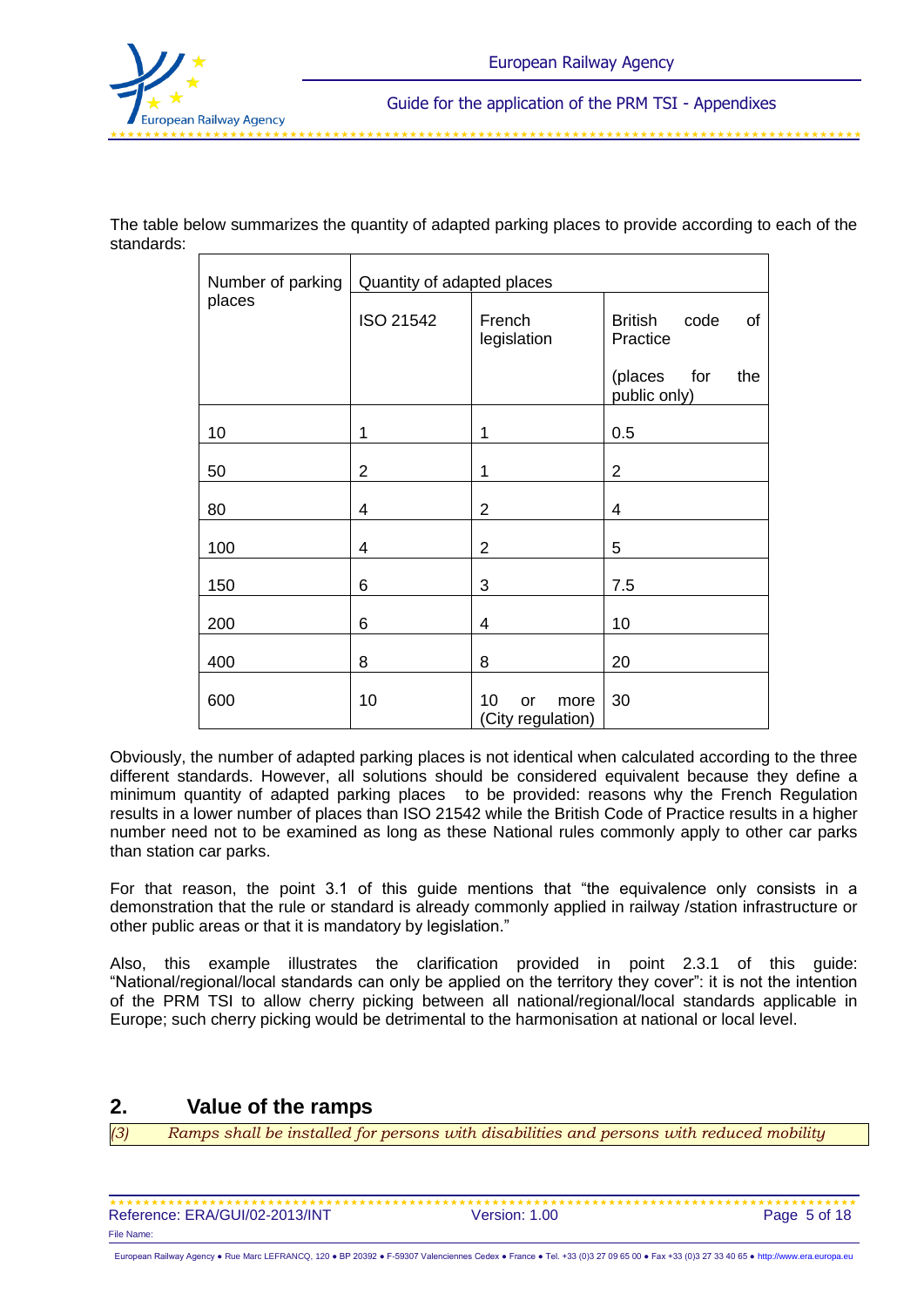The table below summarizes the quantity of adapted parking places to provide according to each of the standards:

| Number of parking places | Quantity of adapted places | | |
|---|---|---|---|
| | ISO 21542 | French legislation | British code of Practice (places for the public only) |
| 10 | 1 | 1 | 0.5 |
| 50 | 2 | 1 | 2 |
| 80 | 4 | 2 | 4 |
| 100 | 4 | 2 | 5 |
| 150 | 6 | 3 | 7.5 |
| 200 | 6 | 4 | 10 |
| 400 | 8 | 8 | 20 |
| 600 | 10 | 10 or more (City regulation) | 30 |

Obviously, the number of adapted parking places is not identical when calculated according to the three different standards. However, all solutions should be considered equivalent because they define a minimum quantity of adapted parking places to be provided: reasons why the French Regulation results in a lower number of places than ISO 21542 while the British Code of Practice results in a higher number need not to be examined as long as these National rules commonly apply to other car parks than station car parks.

For that reason, the point 3.1 of this guide mentions that "the equivalence only consists in a demonstration that the rule or standard is already commonly applied in railway /station infrastructure or other public areas or that it is mandatory by legislation."

Also, this example illustrates the clarification provided in point 2.3.1 of this guide: "National/regional/local standards can only be applied on the territory they cover": it is not the intention of the PRM TSI to allow cherry picking between all national/regional/local standards applicable in Europe; such cherry picking would be detrimental to the harmonisation at national or local level.

## 2. Value of the ramps

*(3) Ramps shall be installed for persons with disabilities and persons with reduced mobility*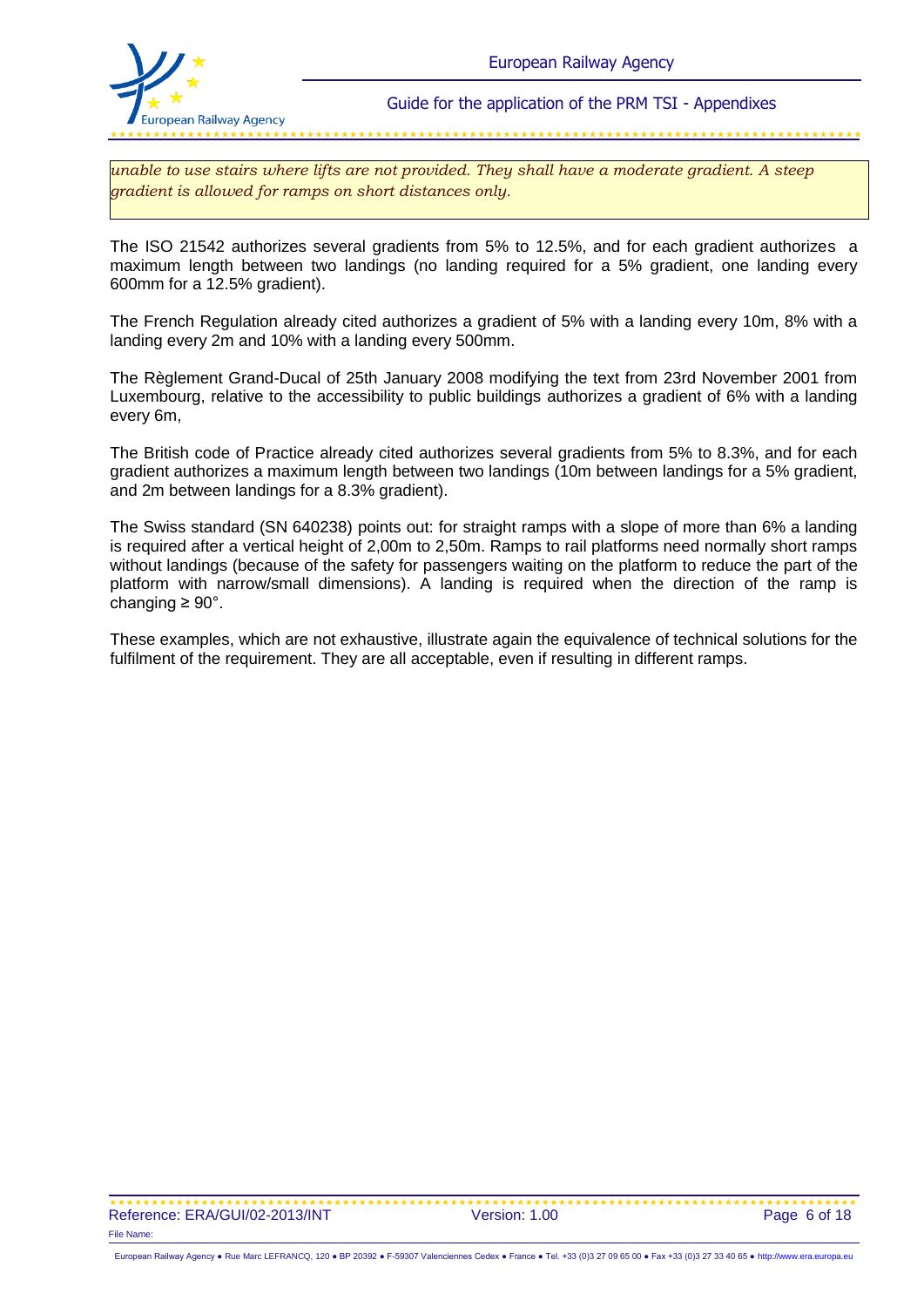*unable to use stairs where lifts are not provided. They shall have a moderate gradient. A steep gradient is allowed for ramps on short distances only.*

The ISO 21542 authorizes several gradients from 5% to 12.5%, and for each gradient authorizes a maximum length between two landings (no landing required for a 5% gradient, one landing every 600mm for a 12.5% gradient).

The French Regulation already cited authorizes a gradient of 5% with a landing every 10m, 8% with a landing every 2m and 10% with a landing every 500mm.

The Règlement Grand-Ducal of 25th January 2008 modifying the text from 23rd November 2001 from Luxembourg, relative to the accessibility to public buildings authorizes a gradient of 6% with a landing every 6m,

The British code of Practice already cited authorizes several gradients from 5% to 8.3%, and for each gradient authorizes a maximum length between two landings (10m between landings for a 5% gradient, and 2m between landings for a 8.3% gradient).

The Swiss standard (SN 640238) points out: for straight ramps with a slope of more than 6% a landing is required after a vertical height of 2,00m to 2,50m. Ramps to rail platforms need normally short ramps without landings (because of the safety for passengers waiting on the platform to reduce the part of the platform with narrow/small dimensions). A landing is required when the direction of the ramp is changing ≥ 90°.

These examples, which are not exhaustive, illustrate again the equivalence of technical solutions for the fulfilment of the requirement. They are all acceptable, even if resulting in different ramps.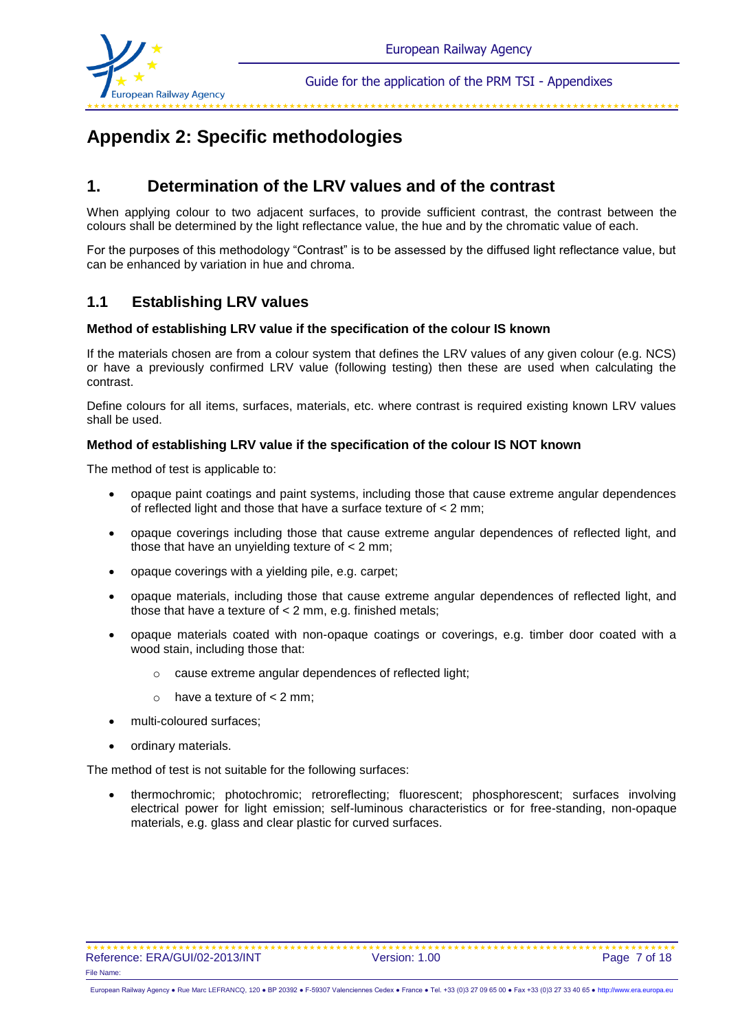# Appendix 2: Specific methodologies

## 1. Determination of the LRV values and of the contrast

When applying colour to two adjacent surfaces, to provide sufficient contrast, the contrast between the colours shall be determined by the light reflectance value, the hue and by the chromatic value of each.

For the purposes of this methodology "Contrast" is to be assessed by the diffused light reflectance value, but can be enhanced by variation in hue and chroma.

### 1.1 Establishing LRV values

**Method of establishing LRV value if the specification of the colour IS known**

If the materials chosen are from a colour system that defines the LRV values of any given colour (e.g. NCS) or have a previously confirmed LRV value (following testing) then these are used when calculating the contrast.

Define colours for all items, surfaces, materials, etc. where contrast is required existing known LRV values shall be used.

**Method of establishing LRV value if the specification of the colour IS NOT known**

The method of test is applicable to:

- opaque paint coatings and paint systems, including those that cause extreme angular dependences of reflected light and those that have a surface texture of < 2 mm;
- opaque coverings including those that cause extreme angular dependences of reflected light, and those that have an unyielding texture of < 2 mm;
- opaque coverings with a yielding pile, e.g. carpet;
- opaque materials, including those that cause extreme angular dependences of reflected light, and those that have a texture of < 2 mm, e.g. finished metals;
- opaque materials coated with non-opaque coatings or coverings, e.g. timber door coated with a wood stain, including those that:
  - cause extreme angular dependences of reflected light;
  - have a texture of < 2 mm;
- multi-coloured surfaces;
- ordinary materials.

The method of test is not suitable for the following surfaces:

- thermochromic; photochromic; retroreflecting; fluorescent; phosphorescent; surfaces involving electrical power for light emission; self-luminous characteristics or for free-standing, non-opaque materials, e.g. glass and clear plastic for curved surfaces.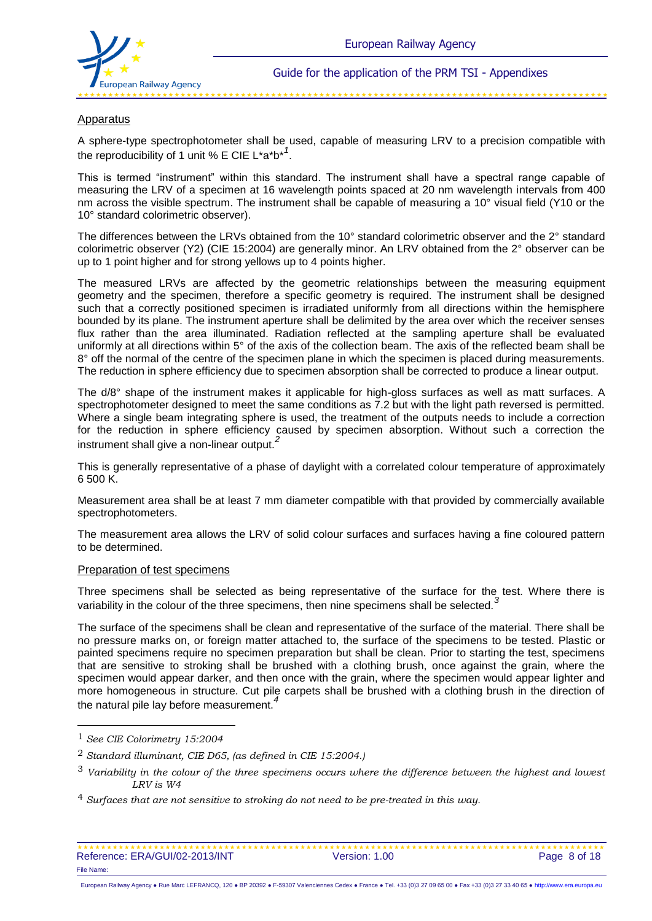Apparatus

A sphere-type spectrophotometer shall be used, capable of measuring LRV to a precision compatible with the reproducibility of 1 unit % E CIE L*a*b*[1].

This is termed "instrument" within this standard. The instrument shall have a spectral range capable of measuring the LRV of a specimen at 16 wavelength points spaced at 20 nm wavelength intervals from 400 nm across the visible spectrum. The instrument shall be capable of measuring a 10° visual field (Y10 or the 10° standard colorimetric observer).

The differences between the LRVs obtained from the 10° standard colorimetric observer and the 2° standard colorimetric observer (Y2) (CIE 15:2004) are generally minor. An LRV obtained from the 2° observer can be up to 1 point higher and for strong yellows up to 4 points higher.

The measured LRVs are affected by the geometric relationships between the measuring equipment geometry and the specimen, therefore a specific geometry is required. The instrument shall be designed such that a correctly positioned specimen is irradiated uniformly from all directions within the hemisphere bounded by its plane. The instrument aperture shall be delimited by the area over which the receiver senses flux rather than the area illuminated. Radiation reflected at the sampling aperture shall be evaluated uniformly at all directions within 5° of the axis of the collection beam. The axis of the reflected beam shall be 8° off the normal of the centre of the specimen plane in which the specimen is placed during measurements. The reduction in sphere efficiency due to specimen absorption shall be corrected to produce a linear output.

The d/8° shape of the instrument makes it applicable for high-gloss surfaces as well as matt surfaces. A spectrophotometer designed to meet the same conditions as 7.2 but with the light path reversed is permitted. Where a single beam integrating sphere is used, the treatment of the outputs needs to include a correction for the reduction in sphere efficiency caused by specimen absorption. Without such a correction the instrument shall give a non-linear output.[2]

This is generally representative of a phase of daylight with a correlated colour temperature of approximately 6 500 K.

Measurement area shall be at least 7 mm diameter compatible with that provided by commercially available spectrophotometers.

The measurement area allows the LRV of solid colour surfaces and surfaces having a fine coloured pattern to be determined.

Preparation of test specimens

Three specimens shall be selected as being representative of the surface for the test. Where there is variability in the colour of the three specimens, then nine specimens shall be selected.[3]

The surface of the specimens shall be clean and representative of the surface of the material. There shall be no pressure marks on, or foreign matter attached to, the surface of the specimens to be tested. Plastic or painted specimens require no specimen preparation but shall be clean. Prior to starting the test, specimens that are sensitive to stroking shall be brushed with a clothing brush, once against the grain, where the specimen would appear darker, and then once with the grain, where the specimen would appear lighter and more homogeneous in structure. Cut pile carpets shall be brushed with a clothing brush in the direction of the natural pile lay before measurement.[4]

---

[1] *See CIE Colorimetry 15:2004*

[2] *Standard illuminant, CIE D65, (as defined in CIE 15:2004.)*

[3] *Variability in the colour of the three specimens occurs where the difference between the highest and lowest LRV is W4*

[4] *Surfaces that are not sensitive to stroking do not need to be pre-treated in this way.*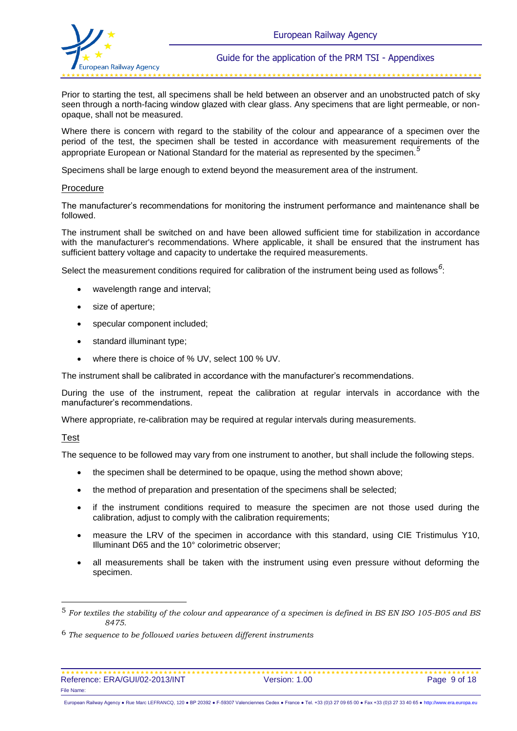Prior to starting the test, all specimens shall be held between an observer and an unobstructed patch of sky seen through a north-facing window glazed with clear glass. Any specimens that are light permeable, or non-opaque, shall not be measured.

Where there is concern with regard to the stability of the colour and appearance of a specimen over the period of the test, the specimen shall be tested in accordance with measurement requirements of the appropriate European or National Standard for the material as represented by the specimen.[5]

Specimens shall be large enough to extend beyond the measurement area of the instrument.

Procedure

The manufacturer's recommendations for monitoring the instrument performance and maintenance shall be followed.

The instrument shall be switched on and have been allowed sufficient time for stabilization in accordance with the manufacturer's recommendations. Where applicable, it shall be ensured that the instrument has sufficient battery voltage and capacity to undertake the required measurements.

Select the measurement conditions required for calibration of the instrument being used as follows[6]:

- wavelength range and interval;
- size of aperture;
- specular component included;
- standard illuminant type;
- where there is choice of % UV, select 100 % UV.

The instrument shall be calibrated in accordance with the manufacturer's recommendations.

During the use of the instrument, repeat the calibration at regular intervals in accordance with the manufacturer's recommendations.

Where appropriate, re-calibration may be required at regular intervals during measurements.

Test

The sequence to be followed may vary from one instrument to another, but shall include the following steps.

- the specimen shall be determined to be opaque, using the method shown above;
- the method of preparation and presentation of the specimens shall be selected;
- if the instrument conditions required to measure the specimen are not those used during the calibration, adjust to comply with the calibration requirements;
- measure the LRV of the specimen in accordance with this standard, using CIE Tristimulus Y10, Illuminant D65 and the 10° colorimetric observer;
- all measurements shall be taken with the instrument using even pressure without deforming the specimen.

---

[5] *For textiles the stability of the colour and appearance of a specimen is defined in BS EN ISO 105-B05 and BS 8475.*

[6] *The sequence to be followed varies between different instruments*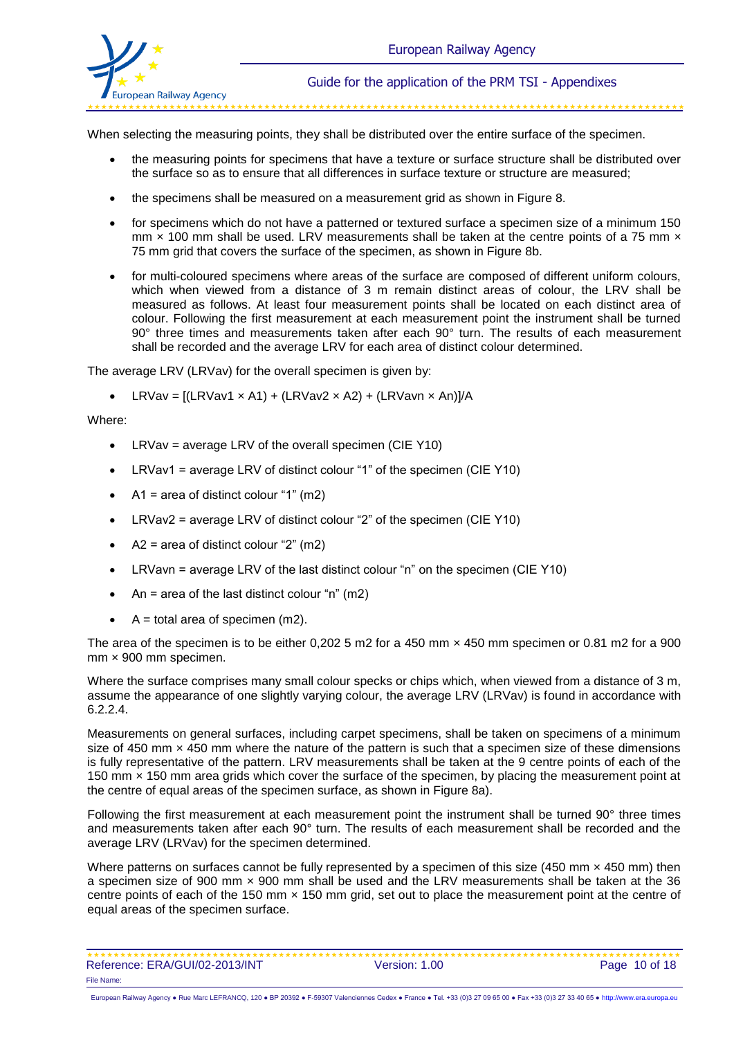When selecting the measuring points, they shall be distributed over the entire surface of the specimen.

- the measuring points for specimens that have a texture or surface structure shall be distributed over the surface so as to ensure that all differences in surface texture or structure are measured;
- the specimens shall be measured on a measurement grid as shown in Figure 8.
- for specimens which do not have a patterned or textured surface a specimen size of a minimum 150 mm × 100 mm shall be used. LRV measurements shall be taken at the centre points of a 75 mm × 75 mm grid that covers the surface of the specimen, as shown in Figure 8b.
- for multi-coloured specimens where areas of the surface are composed of different uniform colours, which when viewed from a distance of 3 m remain distinct areas of colour, the LRV shall be measured as follows. At least four measurement points shall be located on each distinct area of colour. Following the first measurement at each measurement point the instrument shall be turned 90° three times and measurements taken after each 90° turn. The results of each measurement shall be recorded and the average LRV for each area of distinct colour determined.

The average LRV (LRVav) for the overall specimen is given by:

- LRVav = [(LRVav1 × A1) + (LRVav2 × A2) + (LRVavn × An)]/A

Where:

- LRVav = average LRV of the overall specimen (CIE Y10)
- LRVav1 = average LRV of distinct colour “1” of the specimen (CIE Y10)
- A1 = area of distinct colour “1” (m2)
- LRVav2 = average LRV of distinct colour “2” of the specimen (CIE Y10)
- A2 = area of distinct colour “2” (m2)
- LRVavn = average LRV of the last distinct colour “n” on the specimen (CIE Y10)
- An = area of the last distinct colour “n” (m2)
- A = total area of specimen (m2).

The area of the specimen is to be either 0,202 5 m2 for a 450 mm × 450 mm specimen or 0.81 m2 for a 900 mm × 900 mm specimen.

Where the surface comprises many small colour specks or chips which, when viewed from a distance of 3 m, assume the appearance of one slightly varying colour, the average LRV (LRVav) is found in accordance with 6.2.2.4.

Measurements on general surfaces, including carpet specimens, shall be taken on specimens of a minimum size of 450 mm × 450 mm where the nature of the pattern is such that a specimen size of these dimensions is fully representative of the pattern. LRV measurements shall be taken at the 9 centre points of each of the 150 mm × 150 mm area grids which cover the surface of the specimen, by placing the measurement point at the centre of equal areas of the specimen surface, as shown in Figure 8a).

Following the first measurement at each measurement point the instrument shall be turned 90° three times and measurements taken after each 90° turn. The results of each measurement shall be recorded and the average LRV (LRVav) for the specimen determined.

Where patterns on surfaces cannot be fully represented by a specimen of this size (450 mm × 450 mm) then a specimen size of 900 mm × 900 mm shall be used and the LRV measurements shall be taken at the 36 centre points of each of the 150 mm × 150 mm grid, set out to place the measurement point at the centre of equal areas of the specimen surface.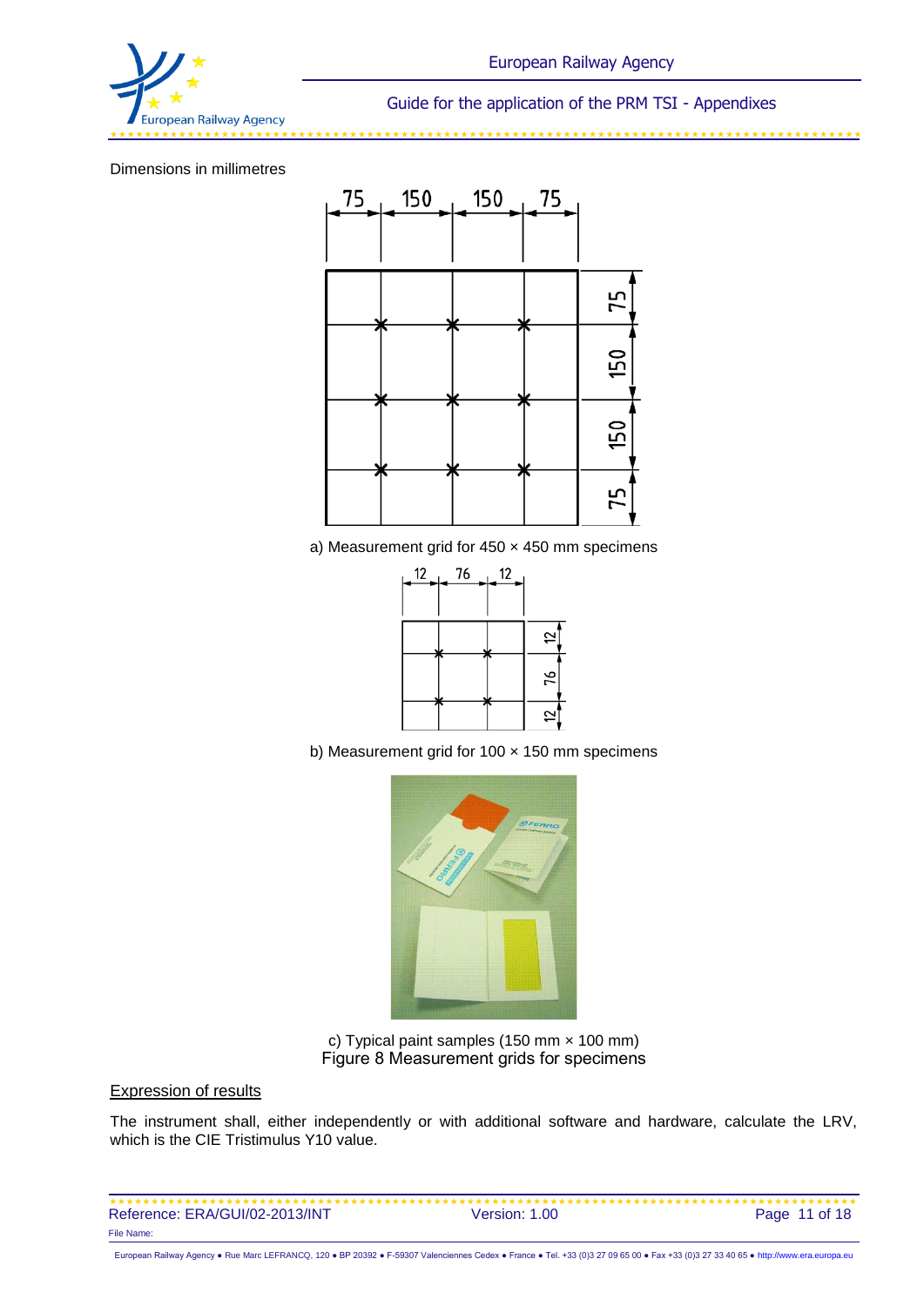Dimensions in millimetres

a) Measurement grid for 450 × 450 mm specimens

b) Measurement grid for 100 × 150 mm specimens

c) Typical paint samples (150 mm × 100 mm)

Figure 8 Measurement grids for specimens

Expression of results

The instrument shall, either independently or with additional software and hardware, calculate the LRV, which is the CIE Tristimulus Y10 value.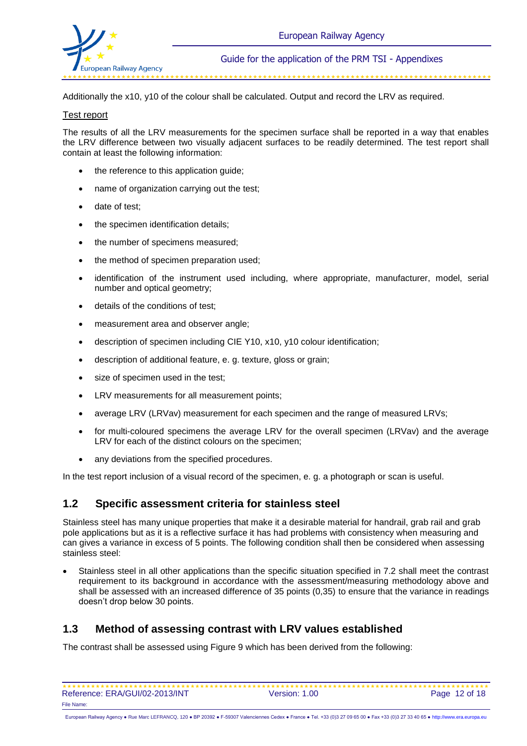Additionally the x10, y10 of the colour shall be calculated. Output and record the LRV as required.

Test report

The results of all the LRV measurements for the specimen surface shall be reported in a way that enables the LRV difference between two visually adjacent surfaces to be readily determined. The test report shall contain at least the following information:

- the reference to this application guide;
- name of organization carrying out the test;
- date of test;
- the specimen identification details;
- the number of specimens measured;
- the method of specimen preparation used;
- identification of the instrument used including, where appropriate, manufacturer, model, serial number and optical geometry;
- details of the conditions of test;
- measurement area and observer angle;
- description of specimen including CIE Y10, x10, y10 colour identification;
- description of additional feature, e. g. texture, gloss or grain;
- size of specimen used in the test;
- LRV measurements for all measurement points;
- average LRV (LRVav) measurement for each specimen and the range of measured LRVs;
- for multi-coloured specimens the average LRV for the overall specimen (LRVav) and the average LRV for each of the distinct colours on the specimen;
- any deviations from the specified procedures.

In the test report inclusion of a visual record of the specimen, e. g. a photograph or scan is useful.

## 1.2 Specific assessment criteria for stainless steel

Stainless steel has many unique properties that make it a desirable material for handrail, grab rail and grab pole applications but as it is a reflective surface it has had problems with consistency when measuring and can gives a variance in excess of 5 points. The following condition shall then be considered when assessing stainless steel:

- Stainless steel in all other applications than the specific situation specified in 7.2 shall meet the contrast requirement to its background in accordance with the assessment/measuring methodology above and shall be assessed with an increased difference of 35 points (0,35) to ensure that the variance in readings doesn't drop below 30 points.

## 1.3 Method of assessing contrast with LRV values established

The contrast shall be assessed using Figure 9 which has been derived from the following: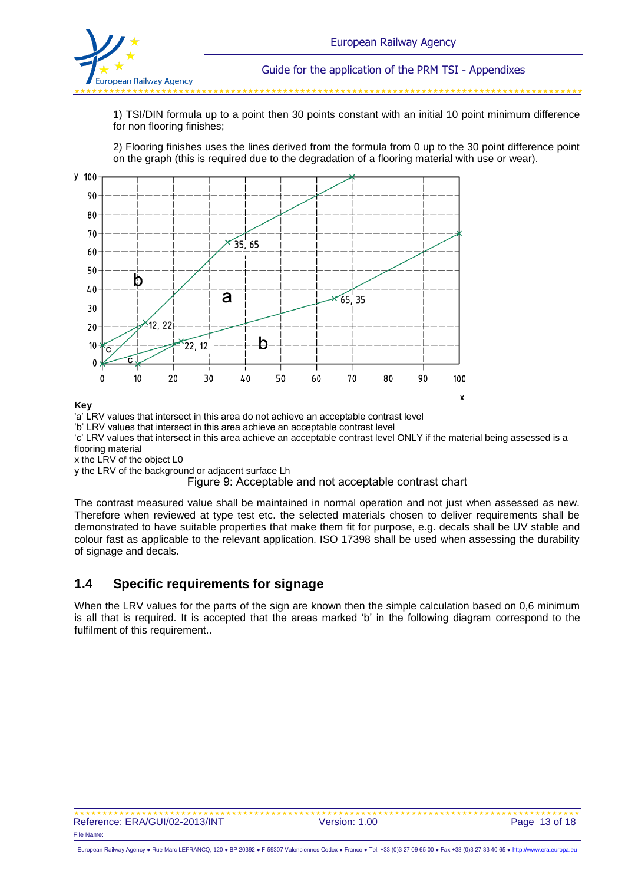1) TSI/DIN formula up to a point then 30 points constant with an initial 10 point minimum difference for non flooring finishes;

2) Flooring finishes uses the lines derived from the formula from 0 up to the 30 point difference point on the graph (this is required due to the degradation of a flooring material with use or wear).

**Key**

'a' LRV values that intersect in this area do not achieve an acceptable contrast level

'b' LRV values that intersect in this area achieve an acceptable contrast level

'c' LRV values that intersect in this area achieve an acceptable contrast level ONLY if the material being assessed is a flooring material

x the LRV of the object L0

y the LRV of the background or adjacent surface Lh

Figure 9: Acceptable and not acceptable contrast chart

The contrast measured value shall be maintained in normal operation and not just when assessed as new. Therefore when reviewed at type test etc. the selected materials chosen to deliver requirements shall be demonstrated to have suitable properties that make them fit for purpose, e.g. decals shall be UV stable and colour fast as applicable to the relevant application. ISO 17398 shall be used when assessing the durability of signage and decals.

## 1.4 Specific requirements for signage

When the LRV values for the parts of the sign are known then the simple calculation based on 0,6 minimum is all that is required. It is accepted that the areas marked 'b' in the following diagram correspond to the fulfilment of this requirement..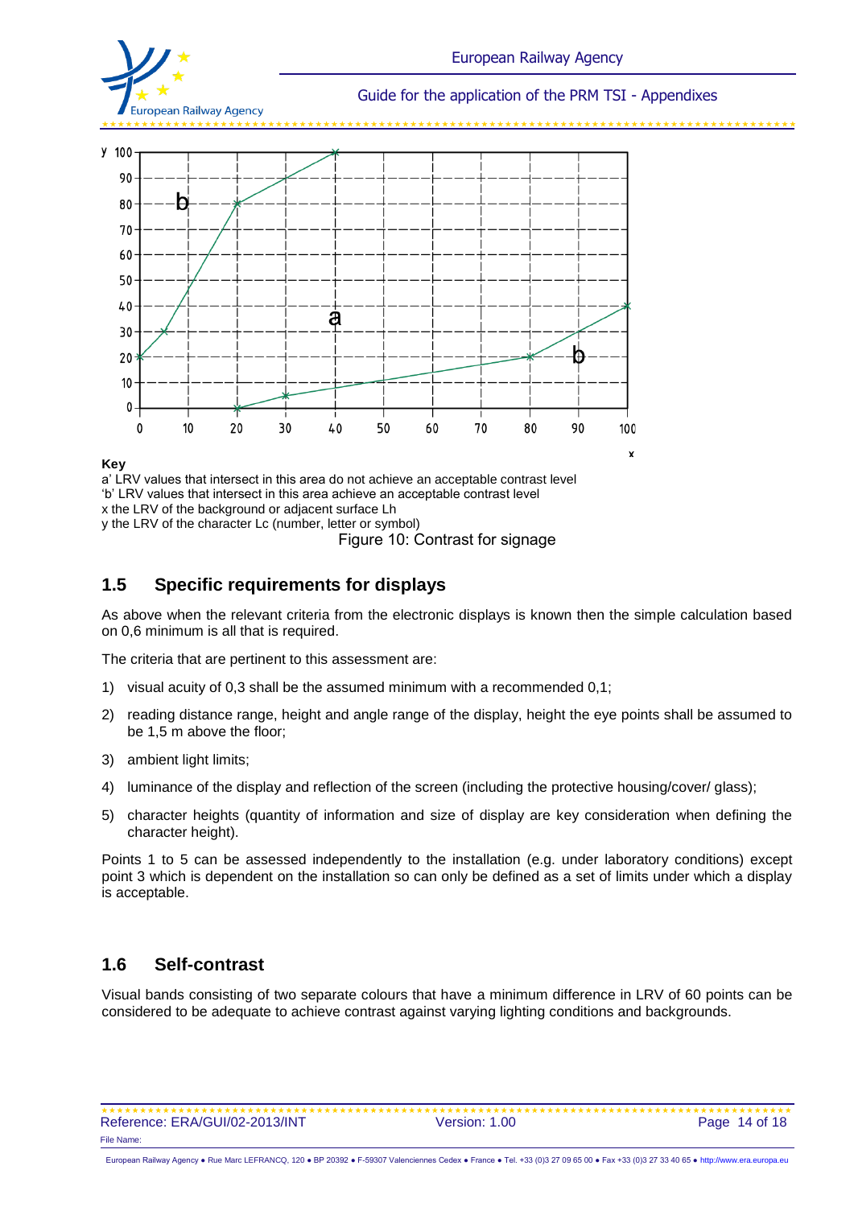Key

a' LRV values that intersect in this area do not achieve an acceptable contrast level
'b' LRV values that intersect in this area achieve an acceptable contrast level
x the LRV of the background or adjacent surface Lh
y the LRV of the character Lc (number, letter or symbol)

Figure 10: Contrast for signage

## 1.5 Specific requirements for displays

As above when the relevant criteria from the electronic displays is known then the simple calculation based on 0,6 minimum is all that is required.

The criteria that are pertinent to this assessment are:

1) visual acuity of 0,3 shall be the assumed minimum with a recommended 0,1;
2) reading distance range, height and angle range of the display, height the eye points shall be assumed to be 1,5 m above the floor;
3) ambient light limits;
4) luminance of the display and reflection of the screen (including the protective housing/cover/ glass);
5) character heights (quantity of information and size of display are key consideration when defining the character height).

Points 1 to 5 can be assessed independently to the installation (e.g. under laboratory conditions) except point 3 which is dependent on the installation so can only be defined as a set of limits under which a display is acceptable.

## 1.6 Self-contrast

Visual bands consisting of two separate colours that have a minimum difference in LRV of 60 points can be considered to be adequate to achieve contrast against varying lighting conditions and backgrounds.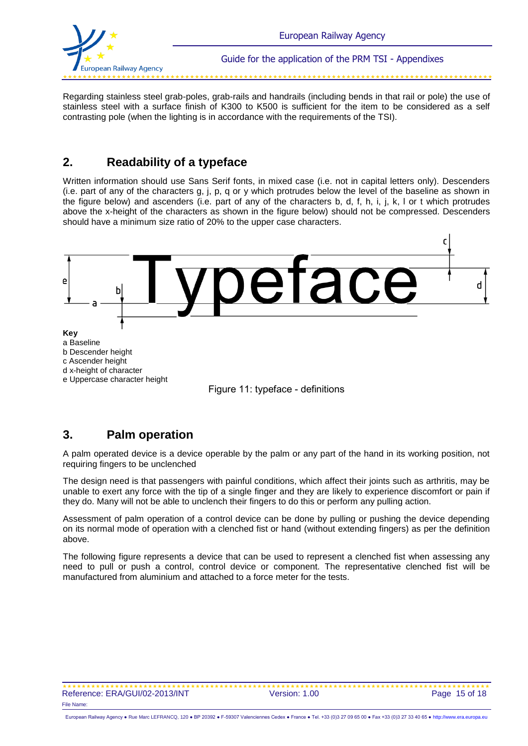Regarding stainless steel grab-poles, grab-rails and handrails (including bends in that rail or pole) the use of stainless steel with a surface finish of K300 to K500 is sufficient for the item to be considered as a self contrasting pole (when the lighting is in accordance with the requirements of the TSI).

## 2. Readability of a typeface

Written information should use Sans Serif fonts, in mixed case (i.e. not in capital letters only). Descenders (i.e. part of any of the characters g, j, p, q or y which protrudes below the level of the baseline as shown in the figure below) and ascenders (i.e. part of any of the characters b, d, f, h, i, j, k, l or t which protrudes above the x-height of the characters as shown in the figure below) should not be compressed. Descenders should have a minimum size ratio of 20% to the upper case characters.

**Key**

a Baseline
b Descender height
c Ascender height
d x-height of character
e Uppercase character height

Figure 11: typeface - definitions

## 3. Palm operation

A palm operated device is a device operable by the palm or any part of the hand in its working position, not requiring fingers to be unclenched

The design need is that passengers with painful conditions, which affect their joints such as arthritis, may be unable to exert any force with the tip of a single finger and they are likely to experience discomfort or pain if they do. Many will not be able to unclench their fingers to do this or perform any pulling action.

Assessment of palm operation of a control device can be done by pulling or pushing the device depending on its normal mode of operation with a clenched fist or hand (without extending fingers) as per the definition above.

The following figure represents a device that can be used to represent a clenched fist when assessing any need to pull or push a control, control device or component. The representative clenched fist will be manufactured from aluminium and attached to a force meter for the tests.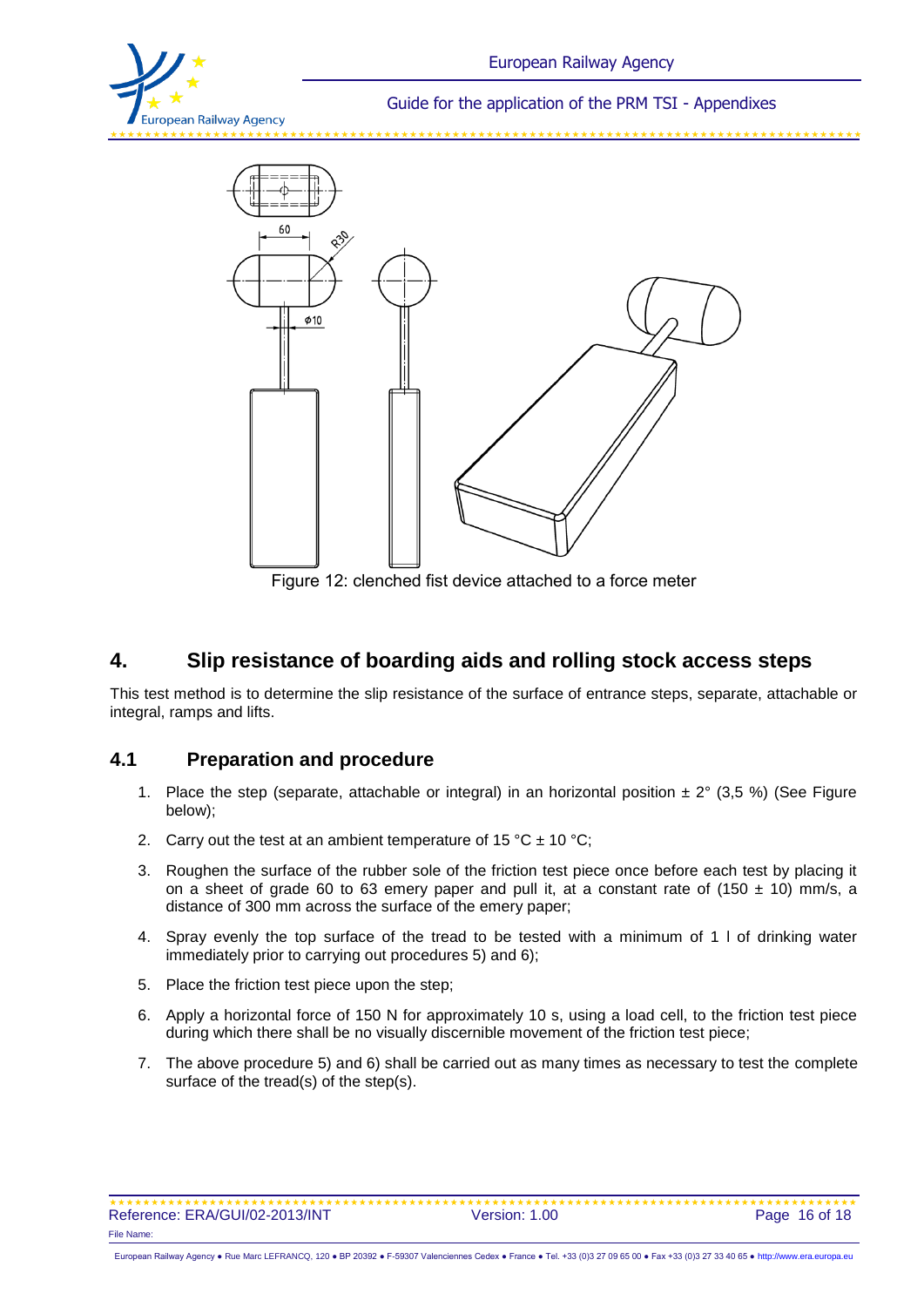Figure 12: clenched fist device attached to a force meter

# 4. Slip resistance of boarding aids and rolling stock access steps

This test method is to determine the slip resistance of the surface of entrance steps, separate, attachable or integral, ramps and lifts.

## 4.1 Preparation and procedure

1. Place the step (separate, attachable or integral) in an horizontal position ± 2° (3,5 %) (See Figure below);
2. Carry out the test at an ambient temperature of 15 °C ± 10 °C;
3. Roughen the surface of the rubber sole of the friction test piece once before each test by placing it on a sheet of grade 60 to 63 emery paper and pull it, at a constant rate of (150 ± 10) mm/s, a distance of 300 mm across the surface of the emery paper;
4. Spray evenly the top surface of the tread to be tested with a minimum of 1 l of drinking water immediately prior to carrying out procedures 5) and 6);
5. Place the friction test piece upon the step;
6. Apply a horizontal force of 150 N for approximately 10 s, using a load cell, to the friction test piece during which there shall be no visually discernible movement of the friction test piece;
7. The above procedure 5) and 6) shall be carried out as many times as necessary to test the complete surface of the tread(s) of the step(s).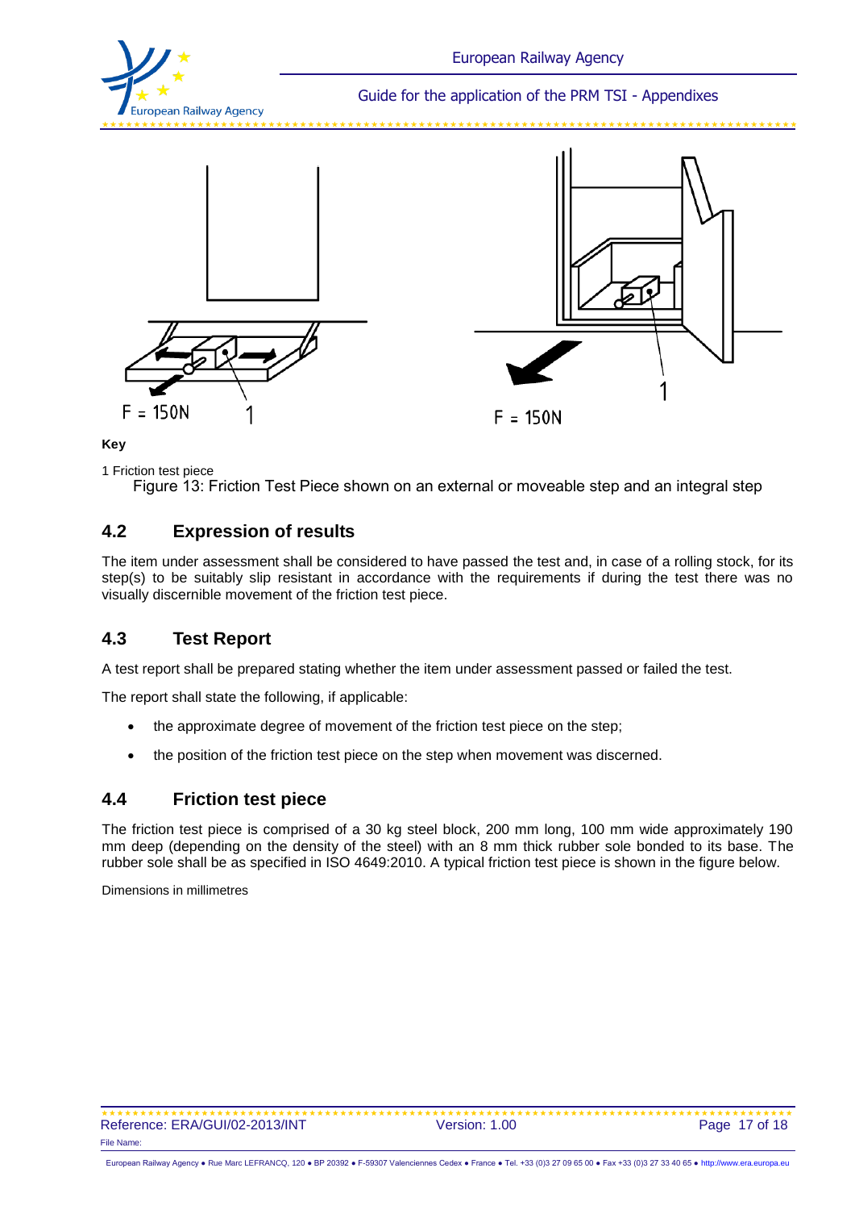F = 150N

1

F = 150N

1

**Key**

1 Friction test piece

Figure 13: Friction Test Piece shown on an external or moveable step and an integral step

## 4.2 Expression of results

The item under assessment shall be considered to have passed the test and, in case of a rolling stock, for its step(s) to be suitably slip resistant in accordance with the requirements if during the test there was no visually discernible movement of the friction test piece.

## 4.3 Test Report

A test report shall be prepared stating whether the item under assessment passed or failed the test.

The report shall state the following, if applicable:

- the approximate degree of movement of the friction test piece on the step;
- the position of the friction test piece on the step when movement was discerned.

## 4.4 Friction test piece

The friction test piece is comprised of a 30 kg steel block, 200 mm long, 100 mm wide approximately 190 mm deep (depending on the density of the steel) with an 8 mm thick rubber sole bonded to its base. The rubber sole shall be as specified in ISO 4649:2010. A typical friction test piece is shown in the figure below.

Dimensions in millimetres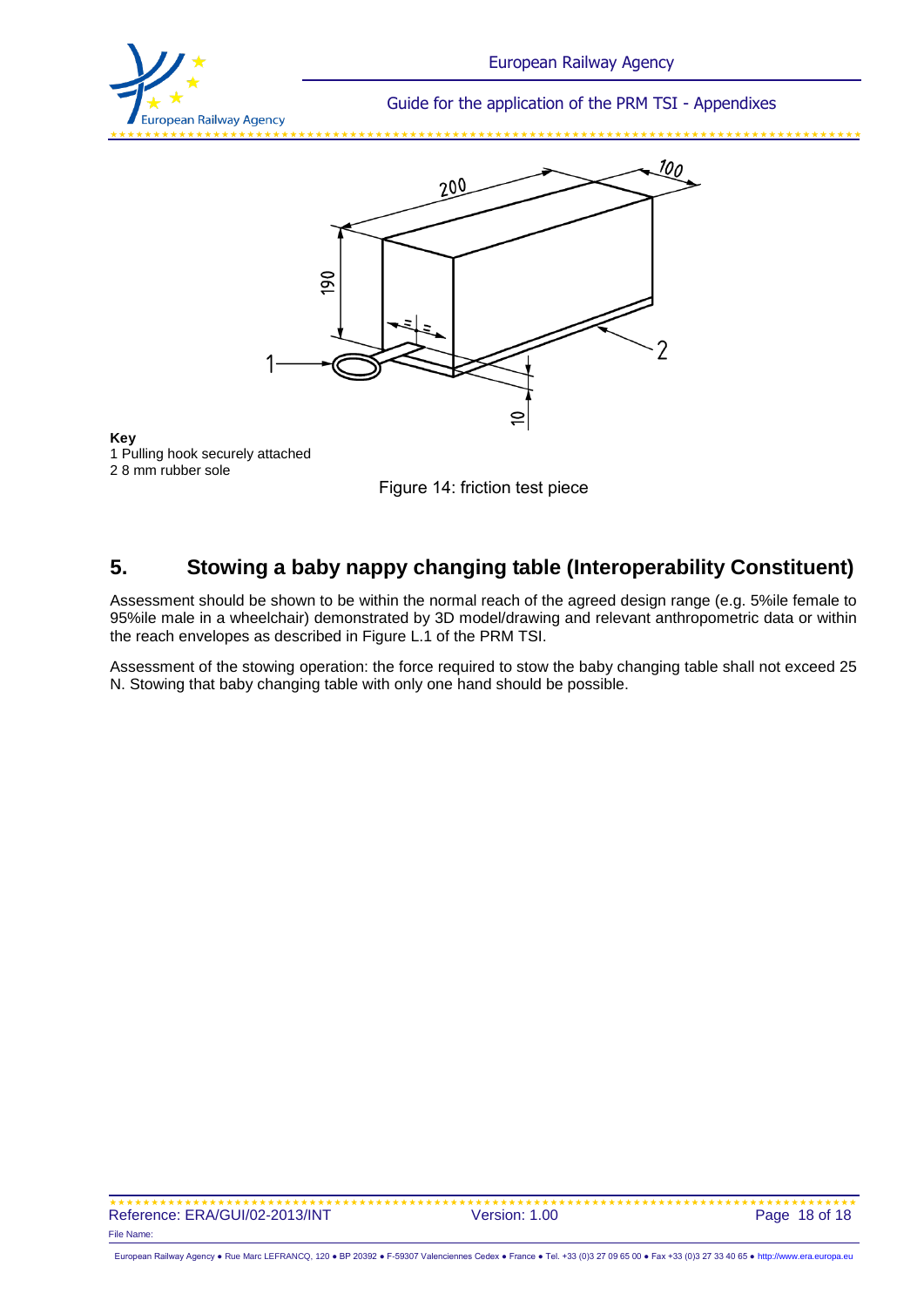200

100

190

1

2

10

**Key**
1 Pulling hook securely attached
2 8 mm rubber sole

Figure 14: friction test piece

## 5. Stowing a baby nappy changing table (Interoperability Constituent)

Assessment should be shown to be within the normal reach of the agreed design range (e.g. 5%ile female to 95%ile male in a wheelchair) demonstrated by 3D model/drawing and relevant anthropometric data or within the reach envelopes as described in Figure L.1 of the PRM TSI.

Assessment of the stowing operation: the force required to stow the baby changing table shall not exceed 25 N. Stowing that baby changing table with only one hand should be possible.